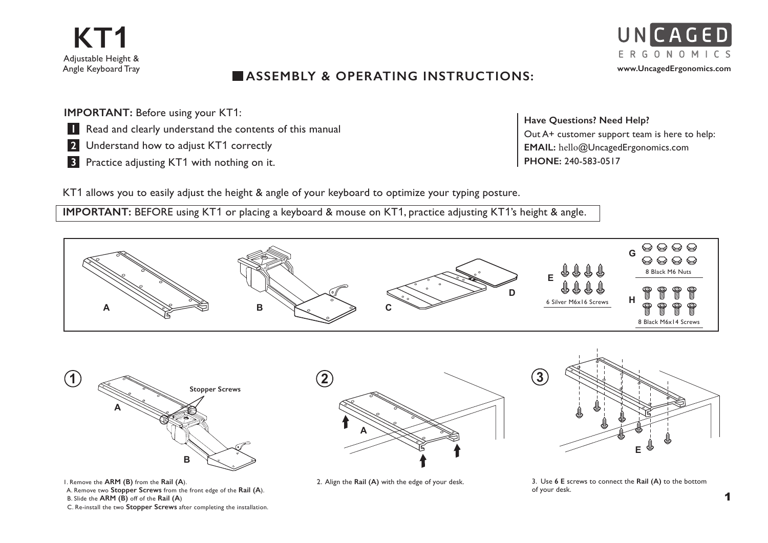# KT1

Adjustable Height & Angle Keyboard Tray

UNCAGED ERGONOMICS

www.UncagedErgonomics.com

## ASSEMBLY & OPERATING INSTRUCTIONS:

**IMPORTANT:** Before using your KT1:

1. Read and clearly understand the contents of this manual
2. Understand how to adjust KT1 correctly
3. Practice adjusting KT1 with nothing on it.

**Have Questions? Need Help?**
Out A+ customer support team is here to help:
**EMAIL:** hello@UncagedErgonomics.com
**PHONE:** 240-583-0517

KT1 allows you to easily adjust the height & angle of your keyboard to optimize your typing posture.

**IMPORTANT:** BEFORE using KT1 or placing a keyboard & mouse on KT1, practice adjusting KT1's height & angle.

A B C D

E — 6 Silver M6x16 Screws

G — 8 Black M6 Nuts

H — 8 Black M6x14 Screws

**Stopper Screws**

1. Remove the **ARM (B)** from the **Rail (A**).
   A. Remove two **Stopper Screws** from the front edge of the **Rail (A**).
   B. Slide the **ARM (B)** off of the **Rail (A**)
   C. Re-install the two **Stopper Screws** after completing the installation.

2. Align the **Rail (A)** with the edge of your desk.

3. Use **6 E** screws to connect the **Rail (A)** to the bottom of your desk.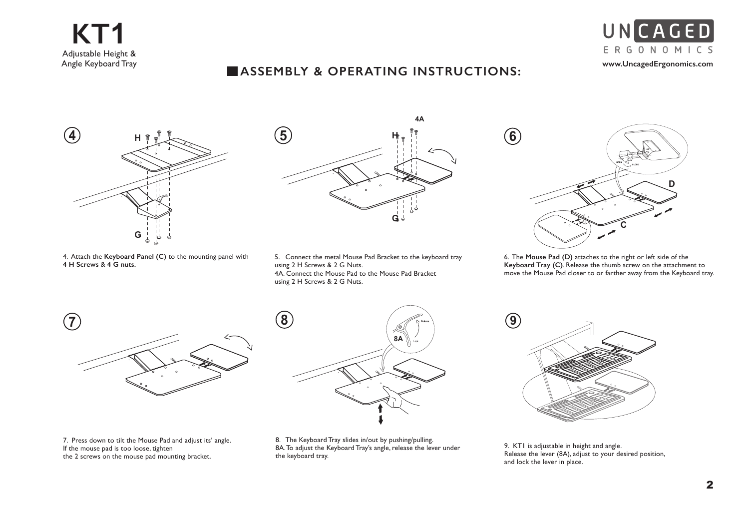# KT1

Adjustable Height & Angle Keyboard Tray

UNCAGED ERGONOMICS

www.UncagedErgonomics.com

## ASSEMBLY & OPERATING INSTRUCTIONS:

4. Attach the **Keyboard Panel (C)** to the mounting panel with **4 H Screws & 4 G nuts.**

5. Connect the metal Mouse Pad Bracket to the keyboard tray using 2 H Screws & 2 G Nuts.
4A. Connect the Mouse Pad to the Mouse Pad Bracket using 2 H Screws & 2 G Nuts.

6. The **Mouse Pad (D)** attaches to the right or left side of the **Keyboard Tray (C)**. Release the thumb screw on the attachment to move the Mouse Pad closer to or farther away from the Keyboard tray.

7. Press down to tilt the Mouse Pad and adjust its' angle.
If the mouse pad is too loose, tighten
the 2 screws on the mouse pad mounting bracket.

8. The Keyboard Tray slides in/out by pushing/pulling.
8A. To adjust the Keyboard Tray's angle, release the lever under the keyboard tray.

9. KT1 is adjustable in height and angle.
Release the lever (8A), adjust to your desired position, and lock the lever in place.